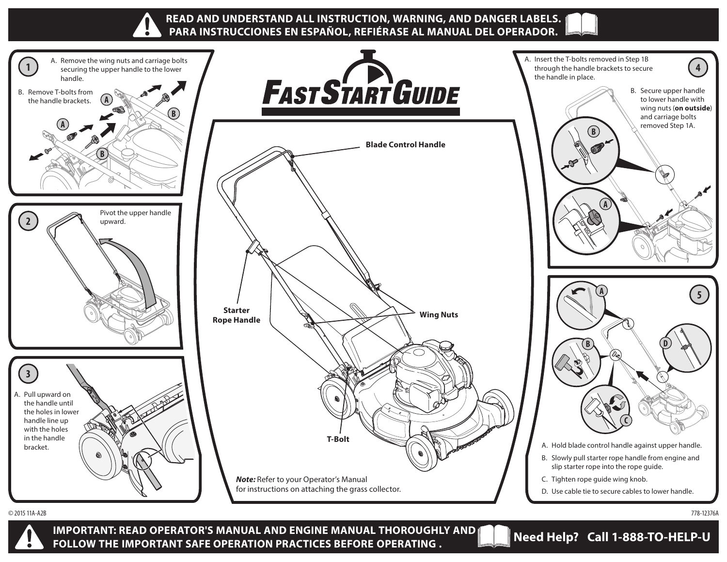**READ AND UNDERSTAND ALL INSTRUCTION, WARNING, AND DANGER LABELS.**
**PARA INSTRUCCIONES EN ESPAÑOL, REFIÉRASE AL MANUAL DEL OPERADOR.**

# FAST START GUIDE

## 1

A. Remove the wing nuts and carriage bolts securing the upper handle to the lower handle.

B. Remove T-bolts from the handle brackets.

## 2

Pivot the upper handle upward.

## 3

A. Pull upward on the handle until the holes in lower handle line up with the holes in the handle bracket.

Blade Control Handle

Starter Rope Handle

Wing Nuts

T-Bolt

***Note:*** Refer to your Operator's Manual for instructions on attaching the grass collector.

## 4

A. Insert the T-bolts removed in Step 1B through the handle brackets to secure the handle in place.

B. Secure upper handle to lower handle with wing nuts (**on outside**) and carriage bolts removed Step 1A.

## 5

A. Hold blade control handle against upper handle.

B. Slowly pull starter rope handle from engine and slip starter rope into the rope guide.

C. Tighten rope guide wing knob.

D. Use cable tie to secure cables to lower handle.

© 2015 11A-A2B

778-12376A

**IMPORTANT: READ OPERATOR'S MANUAL AND ENGINE MANUAL THOROUGHLY AND FOLLOW THE IMPORTANT SAFE OPERATION PRACTICES BEFORE OPERATING .**

**Need Help? Call 1-888-TO-HELP-U**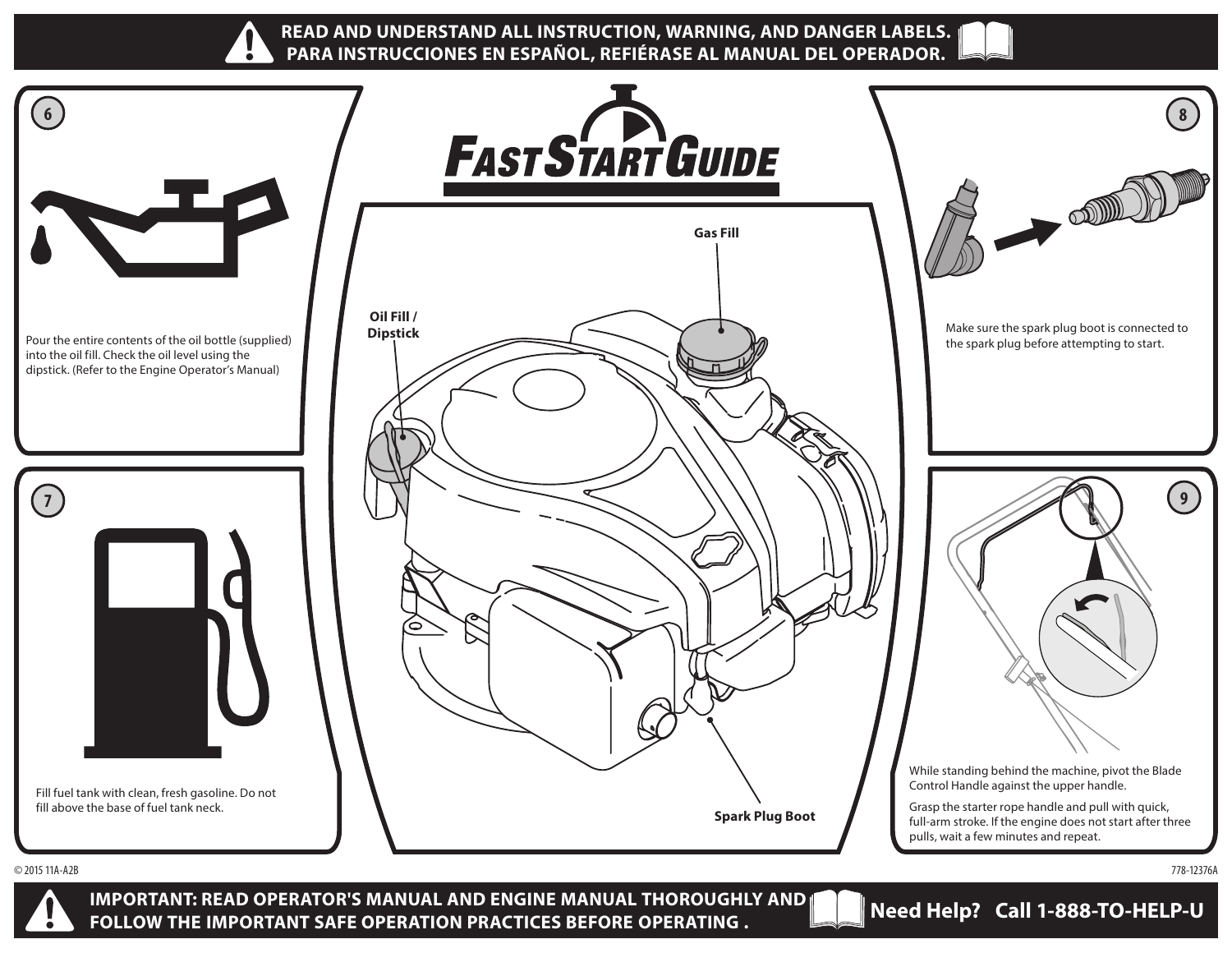**READ AND UNDERSTAND ALL INSTRUCTION, WARNING, AND DANGER LABELS.**
**PARA INSTRUCCIONES EN ESPAÑOL, REFIÉRASE AL MANUAL DEL OPERADOR.**

# FAST START GUIDE

## 6

Pour the entire contents of the oil bottle (supplied) into the oil fill. Check the oil level using the dipstick. (Refer to the Engine Operator's Manual)

## 7

Fill fuel tank with clean, fresh gasoline. Do not fill above the base of fuel tank neck.

Gas Fill

Oil Fill / Dipstick

Spark Plug Boot

## 8

Make sure the spark plug boot is connected to the spark plug before attempting to start.

## 9

While standing behind the machine, pivot the Blade Control Handle against the upper handle.

Grasp the starter rope handle and pull with quick, full-arm stroke. If the engine does not start after three pulls, wait a few minutes and repeat.

© 2015 11A-A2B

778-12376A

**IMPORTANT: READ OPERATOR'S MANUAL AND ENGINE MANUAL THOROUGHLY AND FOLLOW THE IMPORTANT SAFE OPERATION PRACTICES BEFORE OPERATING .**

**Need Help? Call 1-888-TO-HELP-U**